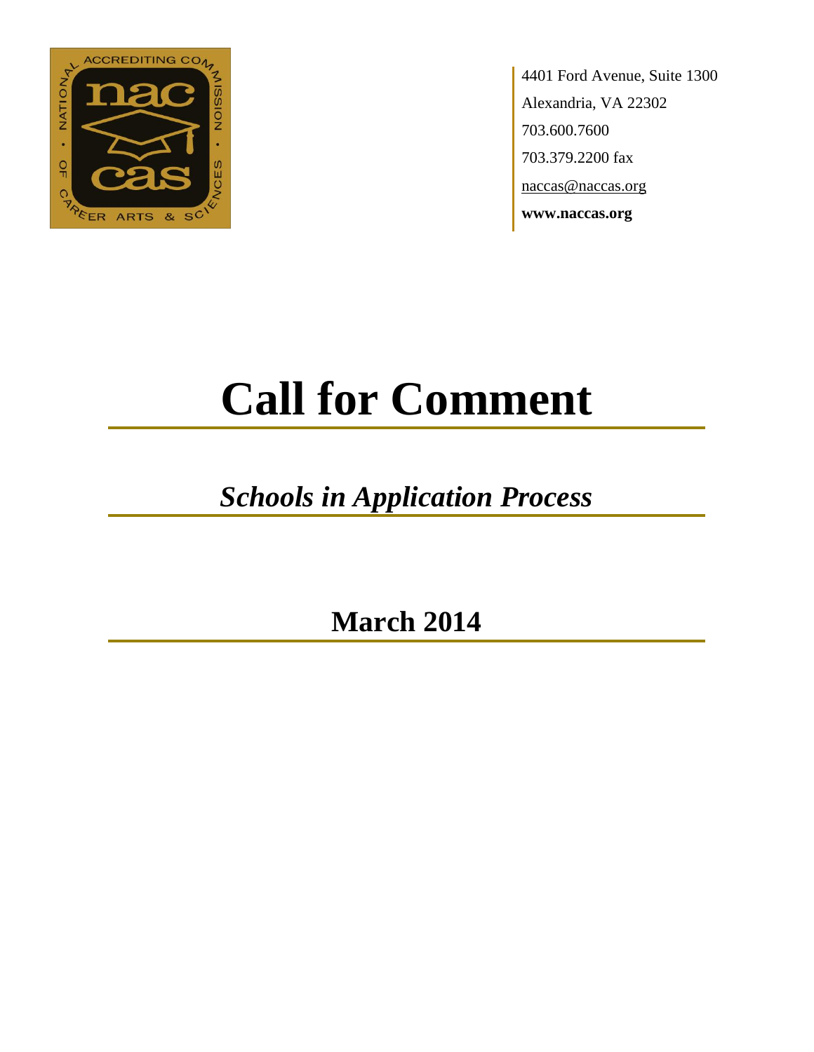4401 Ford Avenue, Suite 1300

Alexandria, VA 22302

703.600.7600

703.379.2200 fax

naccas@naccas.org

**www.naccas.org**

# Call for Comment

## *Schools in Application Process*

## March 2014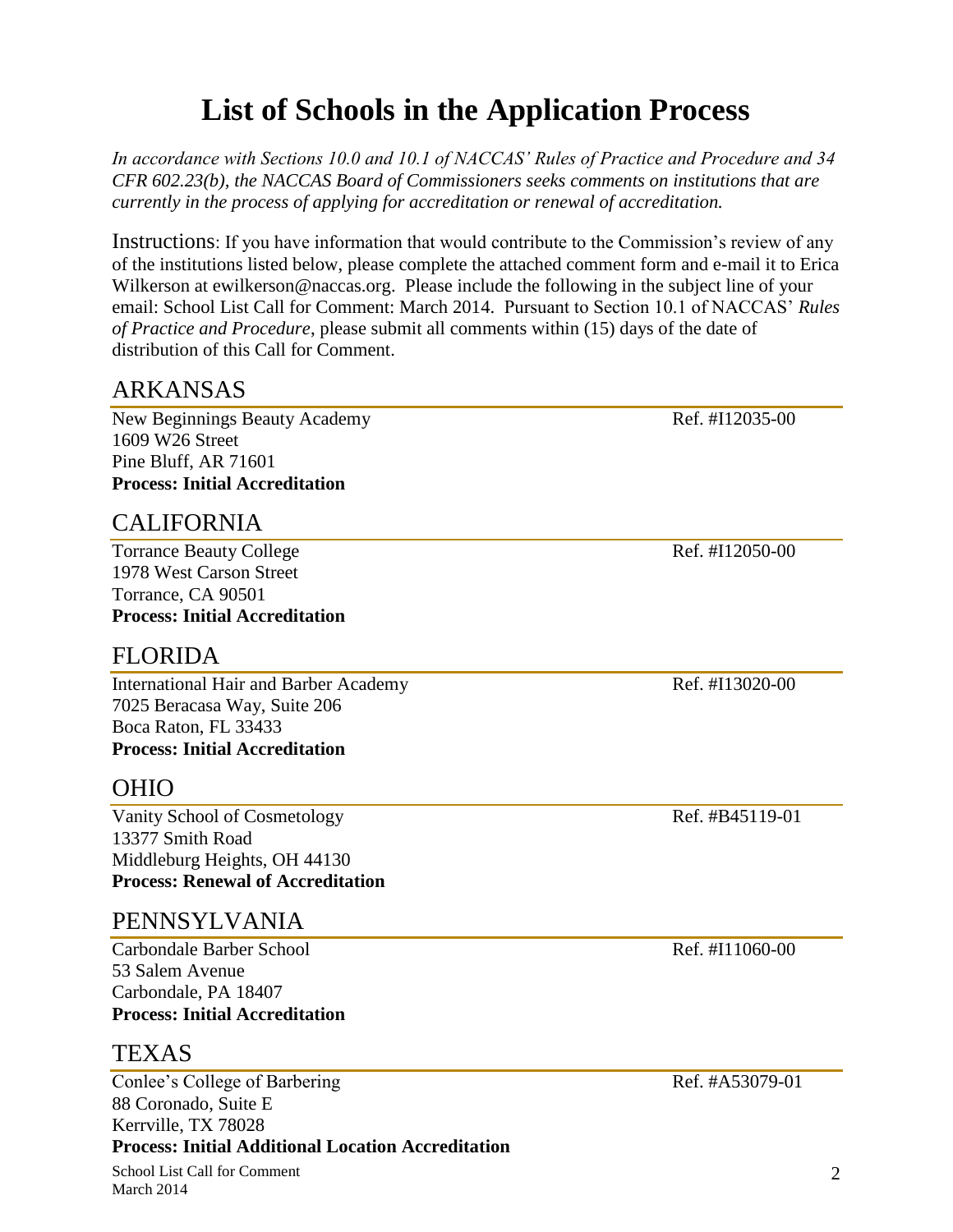# List of Schools in the Application Process

*In accordance with Sections 10.0 and 10.1 of NACCAS' Rules of Practice and Procedure and 34 CFR 602.23(b), the NACCAS Board of Commissioners seeks comments on institutions that are currently in the process of applying for accreditation or renewal of accreditation.*

Instructions: If you have information that would contribute to the Commission's review of any of the institutions listed below, please complete the attached comment form and e-mail it to Erica Wilkerson at ewilkerson@naccas.org. Please include the following in the subject line of your email: School List Call for Comment: March 2014. Pursuant to Section 10.1 of NACCAS' *Rules of Practice and Procedure*, please submit all comments within (15) days of the date of distribution of this Call for Comment.

## ARKANSAS

New Beginnings Beauty Academy — Ref. #I12035-00
1609 W26 Street
Pine Bluff, AR 71601
**Process: Initial Accreditation**

## CALIFORNIA

Torrance Beauty College — Ref. #I12050-00
1978 West Carson Street
Torrance, CA 90501
**Process: Initial Accreditation**

## FLORIDA

International Hair and Barber Academy — Ref. #I13020-00
7025 Beracasa Way, Suite 206
Boca Raton, FL 33433
**Process: Initial Accreditation**

## OHIO

Vanity School of Cosmetology — Ref. #B45119-01
13377 Smith Road
Middleburg Heights, OH 44130
**Process: Renewal of Accreditation**

## PENNSYLVANIA

Carbondale Barber School — Ref. #I11060-00
53 Salem Avenue
Carbondale, PA 18407
**Process: Initial Accreditation**

## TEXAS

Conlee's College of Barbering — Ref. #A53079-01
88 Coronado, Suite E
Kerrville, TX 78028
**Process: Initial Additional Location Accreditation**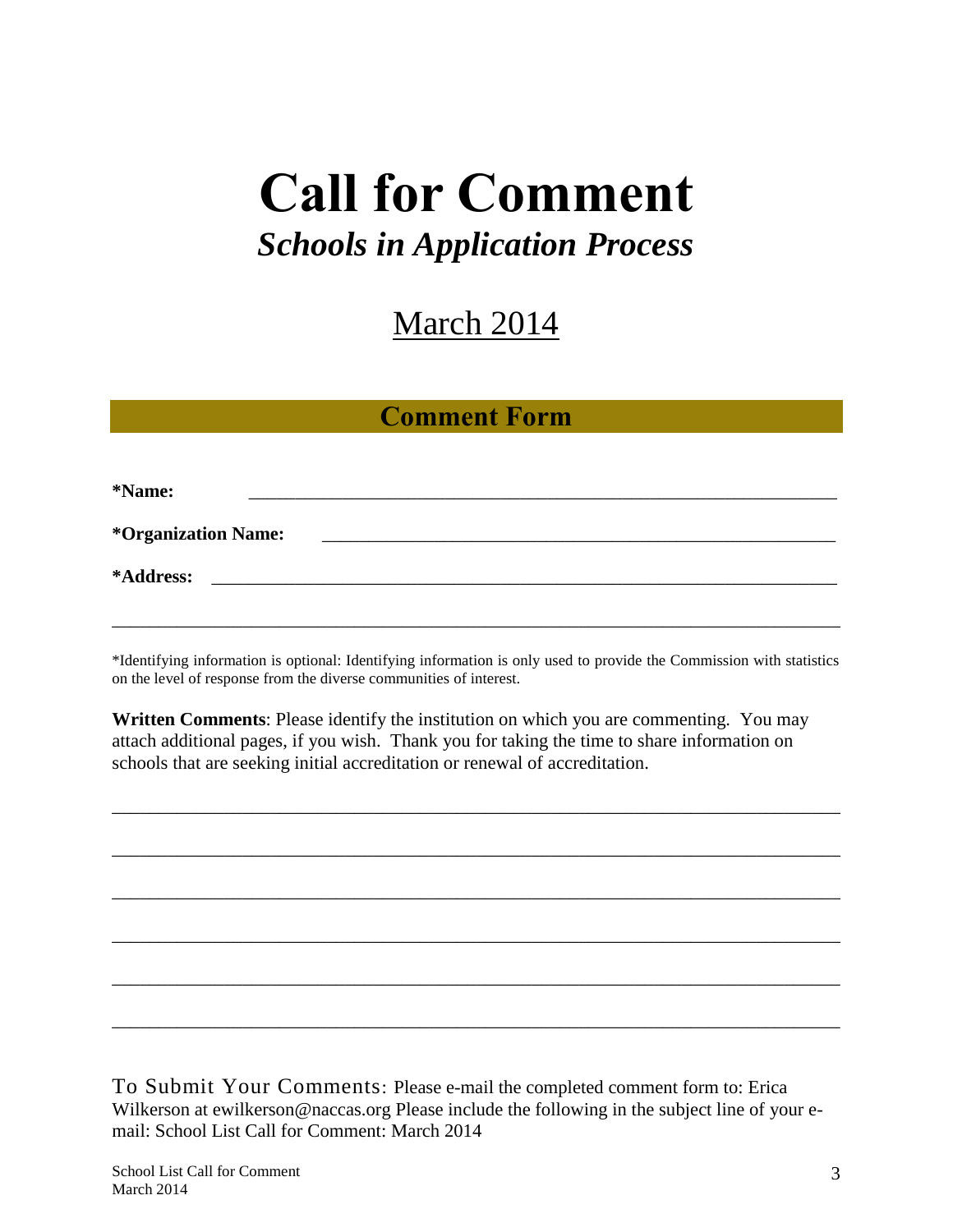# Call for Comment

## *Schools in Application Process*

March 2014

## Comment Form

**\*Name:** ___________________________________________________________

**\*Organization Name:** ___________________________________________________

**\*Address:** ________________________________________________________________

_______________________________________________________________________________

*Identifying information is optional: Identifying information is only used to provide the Commission with statistics on the level of response from the diverse communities of interest.

**Written Comments**: Please identify the institution on which you are commenting. You may attach additional pages, if you wish. Thank you for taking the time to share information on schools that are seeking initial accreditation or renewal of accreditation.

_______________________________________________________________________________

_______________________________________________________________________________

_______________________________________________________________________________

_______________________________________________________________________________

_______________________________________________________________________________

_______________________________________________________________________________

To Submit Your Comments: Please e-mail the completed comment form to: Erica Wilkerson at ewilkerson@naccas.org Please include the following in the subject line of your e-mail: School List Call for Comment: March 2014